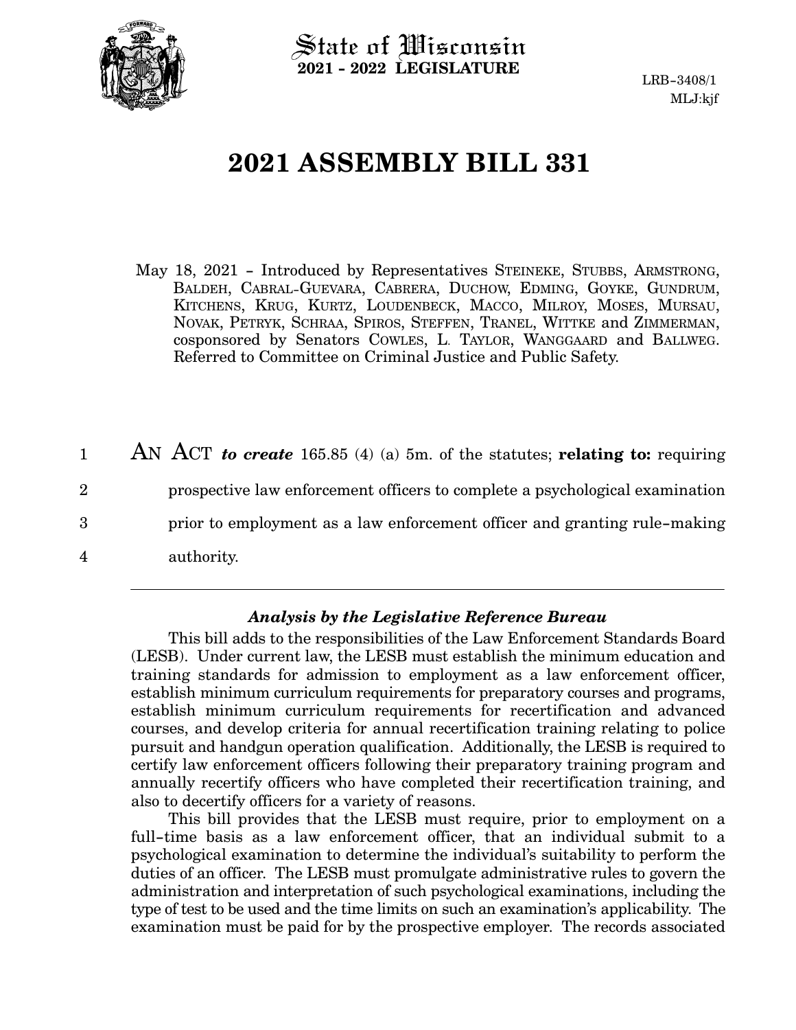State of Wisconsin
**2021 - 2022 LEGISLATURE**

LRB-3408/1
MLJ:kjf

# 2021 ASSEMBLY BILL 331

May 18, 2021 - Introduced by Representatives STEINEKE, STUBBS, ARMSTRONG, BALDEH, CABRAL-GUEVARA, CABRERA, DUCHOW, EDMING, GOYKE, GUNDRUM, KITCHENS, KRUG, KURTZ, LOUDENBECK, MACCO, MILROY, MOSES, MURSAU, NOVAK, PETRYK, SCHRAA, SPIROS, STEFFEN, TRANEL, WITTKE and ZIMMERMAN, cosponsored by Senators COWLES, L. TAYLOR, WANGGAARD and BALLWEG. Referred to Committee on Criminal Justice and Public Safety.

AN ACT ***to create*** 165.85 (4) (a) 5m. of the statutes; **relating to:** requiring prospective law enforcement officers to complete a psychological examination prior to employment as a law enforcement officer and granting rule-making authority.

---

### *Analysis by the Legislative Reference Bureau*

This bill adds to the responsibilities of the Law Enforcement Standards Board (LESB). Under current law, the LESB must establish the minimum education and training standards for admission to employment as a law enforcement officer, establish minimum curriculum requirements for preparatory courses and programs, establish minimum curriculum requirements for recertification and advanced courses, and develop criteria for annual recertification training relating to police pursuit and handgun operation qualification. Additionally, the LESB is required to certify law enforcement officers following their preparatory training program and annually recertify officers who have completed their recertification training, and also to decertify officers for a variety of reasons.

This bill provides that the LESB must require, prior to employment on a full-time basis as a law enforcement officer, that an individual submit to a psychological examination to determine the individual's suitability to perform the duties of an officer. The LESB must promulgate administrative rules to govern the administration and interpretation of such psychological examinations, including the type of test to be used and the time limits on such an examination's applicability. The examination must be paid for by the prospective employer. The records associated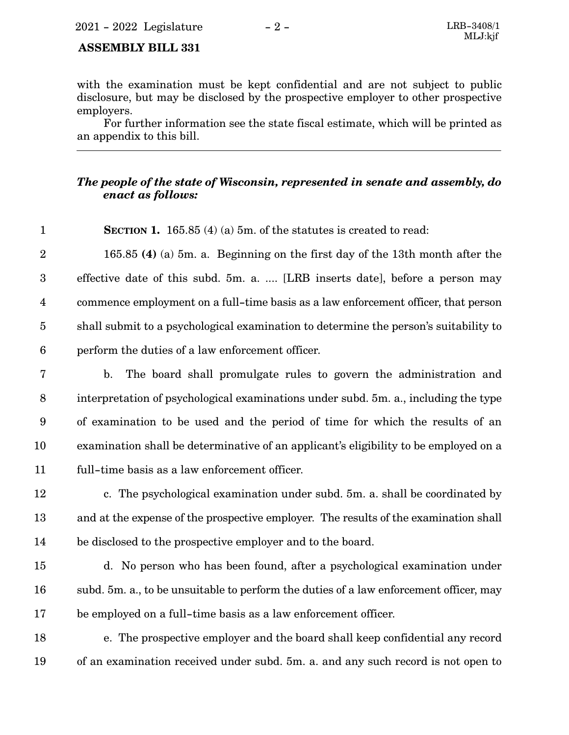with the examination must be kept confidential and are not subject to public disclosure, but may be disclosed by the prospective employer to other prospective employers.

For further information see the state fiscal estimate, which will be printed as an appendix to this bill.

---

***The people of the state of Wisconsin, represented in senate and assembly, do enact as follows:***

**SECTION 1.** 165.85 (4) (a) 5m. of the statutes is created to read:

165.85 **(4)** (a) 5m. a. Beginning on the first day of the 13th month after the effective date of this subd. 5m. a. .... [LRB inserts date], before a person may commence employment on a full-time basis as a law enforcement officer, that person shall submit to a psychological examination to determine the person's suitability to perform the duties of a law enforcement officer.

b. The board shall promulgate rules to govern the administration and interpretation of psychological examinations under subd. 5m. a., including the type of examination to be used and the period of time for which the results of an examination shall be determinative of an applicant's eligibility to be employed on a full-time basis as a law enforcement officer.

c. The psychological examination under subd. 5m. a. shall be coordinated by and at the expense of the prospective employer. The results of the examination shall be disclosed to the prospective employer and to the board.

d. No person who has been found, after a psychological examination under subd. 5m. a., to be unsuitable to perform the duties of a law enforcement officer, may be employed on a full-time basis as a law enforcement officer.

e. The prospective employer and the board shall keep confidential any record of an examination received under subd. 5m. a. and any such record is not open to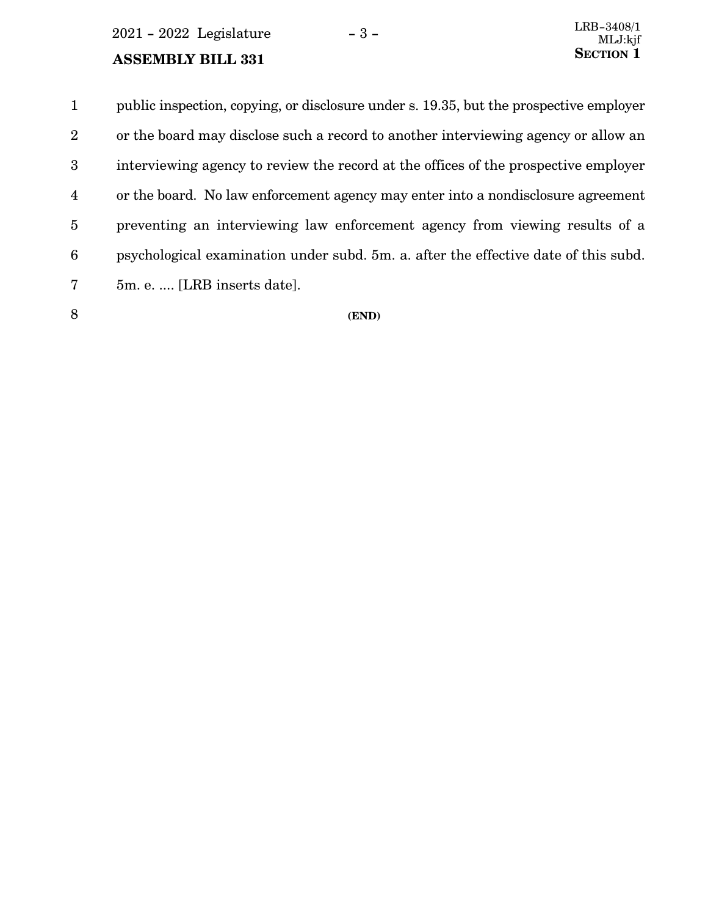public inspection, copying, or disclosure under s. 19.35, but the prospective employer or the board may disclose such a record to another interviewing agency or allow an interviewing agency to review the record at the offices of the prospective employer or the board. No law enforcement agency may enter into a nondisclosure agreement preventing an interviewing law enforcement agency from viewing results of a psychological examination under subd. 5m. a. after the effective date of this subd. 5m. e. .... [LRB inserts date].

**(END)**